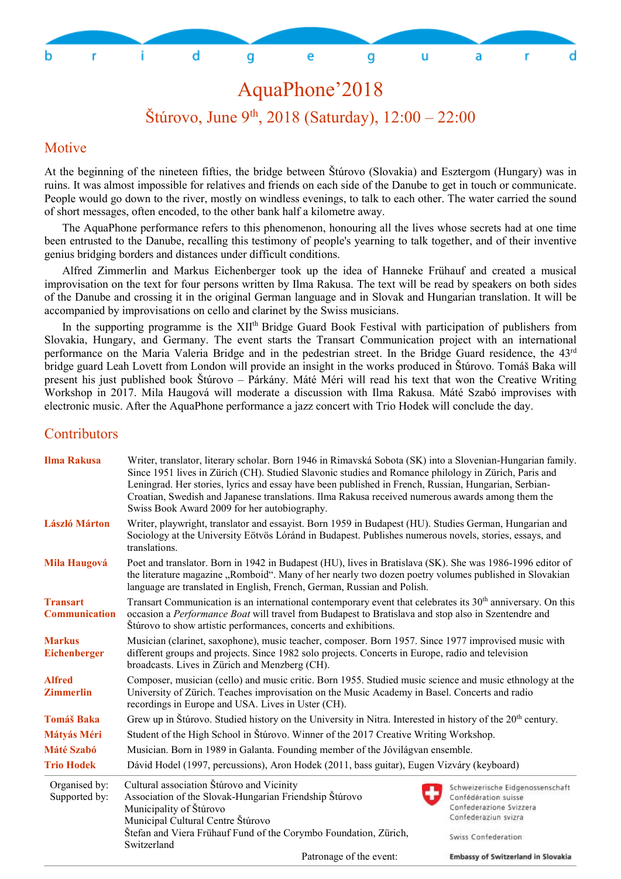b r i d g e g u a r d

# AquaPhone'2018

## Štúrovo, June 9th, 2018 (Saturday), 12:00 – 22:00

## Motive

At the beginning of the nineteen fifties, the bridge between Štúrovo (Slovakia) and Esztergom (Hungary) was in ruins. It was almost impossible for relatives and friends on each side of the Danube to get in touch or communicate. People would go down to the river, mostly on windless evenings, to talk to each other. The water carried the sound of short messages, often encoded, to the other bank half a kilometre away.

The AquaPhone performance refers to this phenomenon, honouring all the lives whose secrets had at one time been entrusted to the Danube, recalling this testimony of people's yearning to talk together, and of their inventive genius bridging borders and distances under difficult conditions.

Alfred Zimmerlin and Markus Eichenberger took up the idea of Hanneke Frühauf and created a musical improvisation on the text for four persons written by Ilma Rakusa. The text will be read by speakers on both sides of the Danube and crossing it in the original German language and in Slovak and Hungarian translation. It will be accompanied by improvisations on cello and clarinet by the Swiss musicians.

In the supporting programme is the XIIth Bridge Guard Book Festival with participation of publishers from Slovakia, Hungary, and Germany. The event starts the Transart Communication project with an international performance on the Maria Valeria Bridge and in the pedestrian street. In the Bridge Guard residence, the 43rd bridge guard Leah Lovett from London will provide an insight in the works produced in Štúrovo. Tomáš Baka will present his just published book Štúrovo – Párkány. Máté Méri will read his text that won the Creative Writing Workshop in 2017. Mila Haugová will moderate a discussion with Ilma Rakusa. Máté Szabó improvises with electronic music. After the AquaPhone performance a jazz concert with Trio Hodek will conclude the day.

## Contributors

| | |
|---|---|
| **Ilma Rakusa** | Writer, translator, literary scholar. Born 1946 in Rimavská Sobota (SK) into a Slovenian-Hungarian family. Since 1951 lives in Zürich (CH). Studied Slavonic studies and Romance philology in Zürich, Paris and Leningrad. Her stories, lyrics and essay have been published in French, Russian, Hungarian, Serbian-Croatian, Swedish and Japanese translations. Ilma Rakusa received numerous awards among them the Swiss Book Award 2009 for her autobiography. |
| **László Márton** | Writer, playwright, translator and essayist. Born 1959 in Budapest (HU). Studies German, Hungarian and Sociology at the University Eötvös Lóránd in Budapest. Publishes numerous novels, stories, essays, and translations. |
| **Mila Haugová** | Poet and translator. Born in 1942 in Budapest (HU), lives in Bratislava (SK). She was 1986-1996 editor of the literature magazine „Romboid“. Many of her nearly two dozen poetry volumes published in Slovakian language are translated in English, French, German, Russian and Polish. |
| **Transart Communication** | Transart Communication is an international contemporary event that celebrates its 30th anniversary. On this occasion a *Performance Boat* will travel from Budapest to Bratislava and stop also in Szentendre and Štúrovo to show artistic performances, concerts and exhibitions. |
| **Markus Eichenberger** | Musician (clarinet, saxophone), music teacher, composer. Born 1957. Since 1977 improvised music with different groups and projects. Since 1982 solo projects. Concerts in Europe, radio and television broadcasts. Lives in Zürich and Menzberg (CH). |
| **Alfred Zimmerlin** | Composer, musician (cello) and music critic. Born 1955. Studied music science and music ethnology at the University of Zürich. Teaches improvisation on the Music Academy in Basel. Concerts and radio recordings in Europe and USA. Lives in Uster (CH). |
| **Tomáš Baka** | Grew up in Štúrovo. Studied history on the University in Nitra. Interested in history of the 20th century. |
| **Mátyás Méri** | Student of the High School in Štúrovo. Winner of the 2017 Creative Writing Workshop. |
| **Máté Szabó** | Musician. Born in 1989 in Galanta. Founding member of the Jóvilágvan ensemble. |
| **Trio Hodek** | Dávid Hodel (1997, percussions), Aron Hodek (2011, bass guitar), Eugen Vizváry (keyboard) |

Organised by: Cultural association Štúrovo and Vicinity

Supported by: Association of the Slovak-Hungarian Friendship Štúrovo
Municipality of Štúrovo
Municipal Cultural Centre Štúrovo
Štefan and Viera Frühauf Fund of the Corymbo Foundation, Zürich, Switzerland

Schweizerische Eidgenossenschaft
Confédération suisse
Confederazione Svizzera
Confederaziun svizra

Swiss Confederation

Patronage of the event: **Embassy of Switzerland in Slovakia**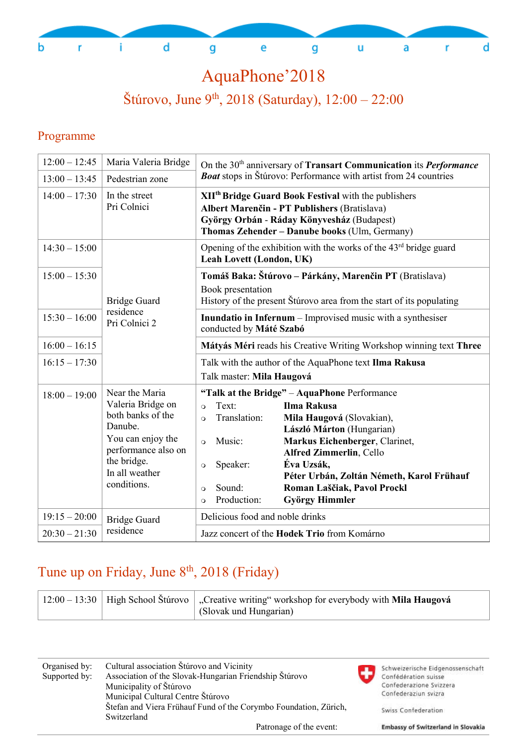b r i d g e g u a r d

# AquaPhone'2018

## Štúrovo, June 9th, 2018 (Saturday), 12:00 – 22:00

## Programme

| | | |
|---|---|---|
| 12:00 – 12:45 | Maria Valeria Bridge | On the 30th anniversary of **Transart Communication** its ***Performance Boat*** stops in Štúrovo: Performance with artist from 24 countries |
| 13:00 – 13:45 | Pedestrian zone | |
| 14:00 – 17:30 | In the street Pri Colnici | **XIIth Bridge Guard Book Festival** with the publishers<br>**Albert Marenčin - PT Publishers** (Bratislava)<br>**György Orbán - Ráday Könyvesház** (Budapest)<br>**Thomas Zehender – Danube books** (Ulm, Germany) |
| 14:30 – 15:00 | Bridge Guard residence Pri Colnici 2 | Opening of the exhibition with the works of the 43rd bridge guard **Leah Lovett (London, UK)** |
| 15:00 – 15:30 | | **Tomáš Baka: Štúrovo – Párkány, Marenčin PT** (Bratislava)<br>Book presentation<br>History of the present Štúrovo area from the start of its populating |
| 15:30 – 16:00 | | **Inundatio in Infernum** – Improvised music with a synthesiser conducted by **Máté Szabó** |
| 16:00 – 16:15 | | **Mátyás Méri** reads his Creative Writing Workshop winning text **Three** |
| 16:15 – 17:30 | | Talk with the author of the AquaPhone text **Ilma Rakusa**<br>Talk master: **Mila Haugová** |
| 18:00 – 19:00 | Near the Maria Valeria Bridge on both banks of the Danube.<br>You can enjoy the performance also on the bridge.<br>In all weather conditions. | **"Talk at the Bridge"** – **AquaPhone** Performance<br>○ Text: **Ilma Rakusa**<br>○ Translation: **Mila Haugová** (Slovakian), **László Márton** (Hungarian)<br>○ Music: **Markus Eichenberger**, Clarinet, **Alfred Zimmerlin**, Cello<br>○ Speaker: **Éva Uzsák, Péter Urbán, Zoltán Németh, Karol Frühauf**<br>○ Sound: **Roman Laščiak, Pavol Prockl**<br>○ Production: **György Himmler** |
| 19:15 – 20:00 | Bridge Guard residence | Delicious food and noble drinks |
| 20:30 – 21:30 | | Jazz concert of the **Hodek Trio** from Komárno |

## Tune up on Friday, June 8th, 2018 (Friday)

| | | |
|---|---|---|
| 12:00 – 13:30 | High School Štúrovo | „Creative writing" workshop for everybody with **Mila Haugová** (Slovak und Hungarian) |

Organised by: Cultural association Štúrovo and Vicinity

Supported by: Association of the Slovak-Hungarian Friendship Štúrovo
Municipality of Štúrovo
Municipal Cultural Centre Štúrovo
Štefan and Viera Frühauf Fund of the Corymbo Foundation, Zürich, Switzerland

Patronage of the event:

Schweizerische Eidgenossenschaft
Confédération suisse
Confederazione Svizzera
Confederaziun svizra

Swiss Confederation

**Embassy of Switzerland in Slovakia**